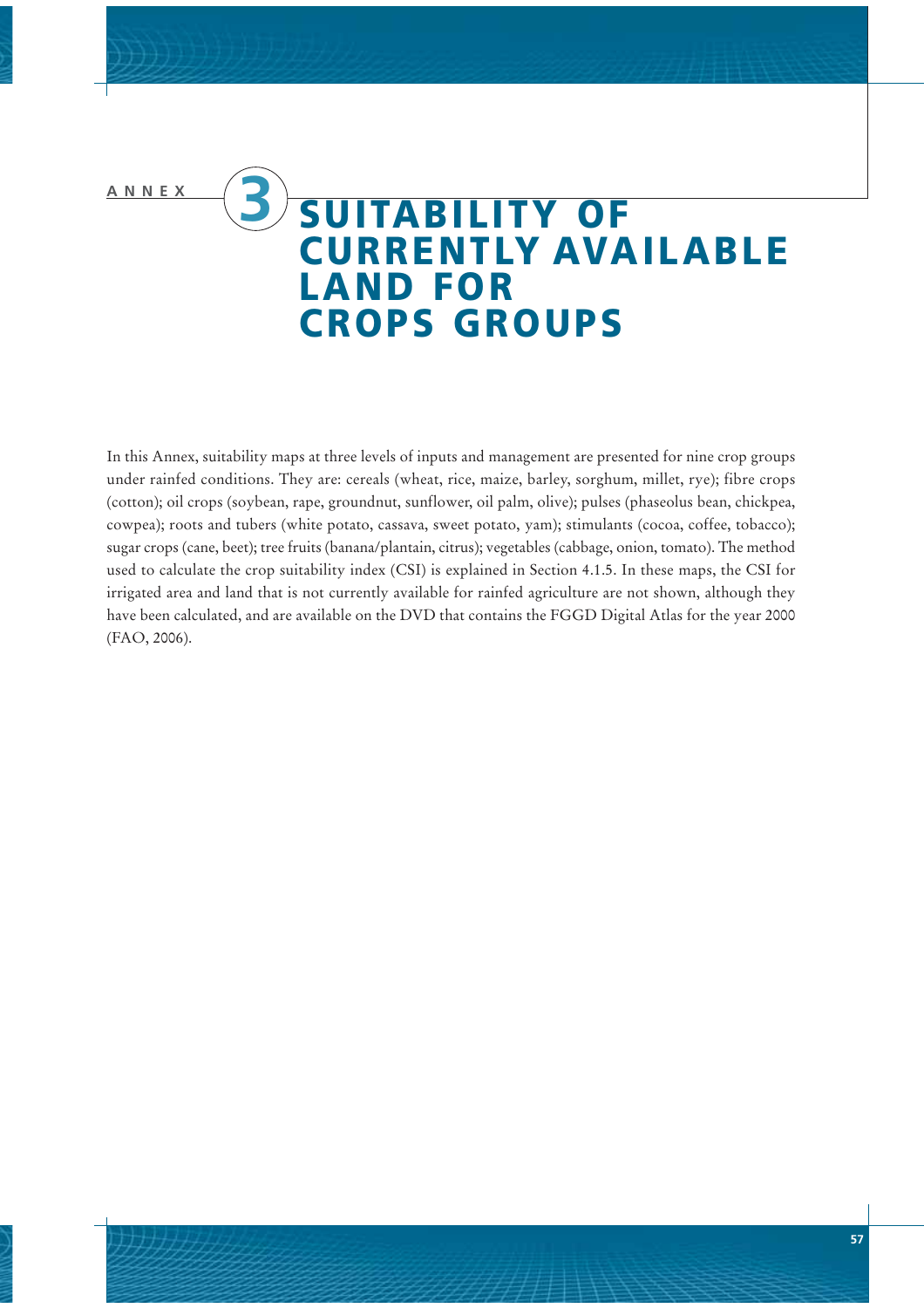ANNEX 3

# SUITABILITY OF CURRENTLY AVAILABLE LAND FOR CROPS GROUPS

In this Annex, suitability maps at three levels of inputs and management are presented for nine crop groups under rainfed conditions. They are: cereals (wheat, rice, maize, barley, sorghum, millet, rye); fibre crops (cotton); oil crops (soybean, rape, groundnut, sunflower, oil palm, olive); pulses (phaseolus bean, chickpea, cowpea); roots and tubers (white potato, cassava, sweet potato, yam); stimulants (cocoa, coffee, tobacco); sugar crops (cane, beet); tree fruits (banana/plantain, citrus); vegetables (cabbage, onion, tomato). The method used to calculate the crop suitability index (CSI) is explained in Section 4.1.5. In these maps, the CSI for irrigated area and land that is not currently available for rainfed agriculture are not shown, although they have been calculated, and are available on the DVD that contains the FGGD Digital Atlas for the year 2000 (FAO, 2006).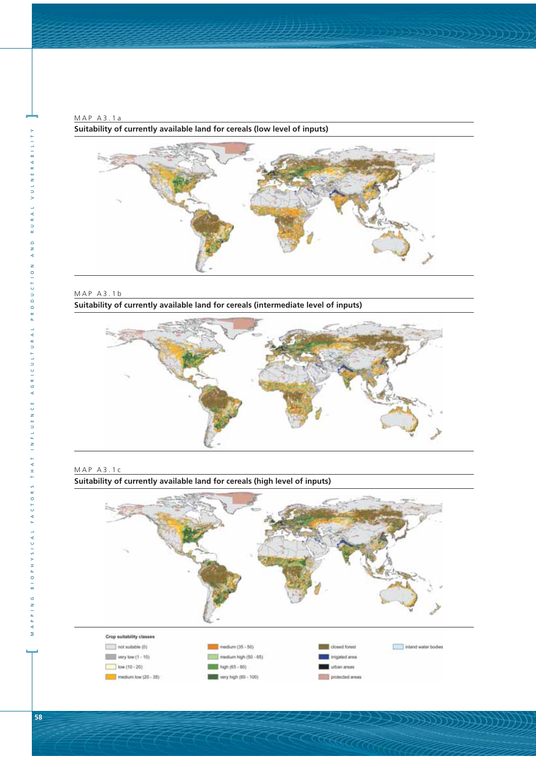MAP A3.1a

**Suitability of currently available land for cereals (low level of inputs)**

MAP A3.1b

**Suitability of currently available land for cereals (intermediate level of inputs)**

MAP A3.1c

**Suitability of currently available land for cereals (high level of inputs)**

Crop suitability classes

- not suitable (0)
- very low (1 - 10)
- low (10 - 20)
- medium low (20 - 35)
- medium (35 - 50)
- medium high (50 - 65)
- high (65 - 80)
- very high (80 - 100)
- closed forest
- irrigated area
- urban areas
- protected areas
- inland water bodies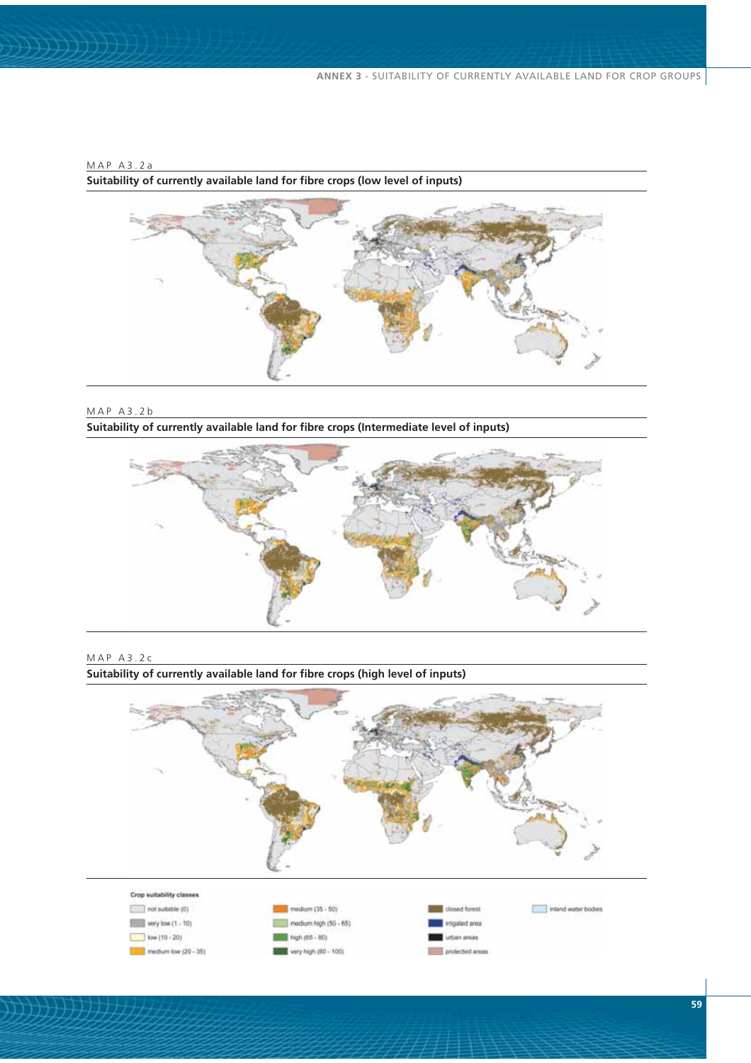MAP A3.2a

**Suitability of currently available land for fibre crops (low level of inputs)**

MAP A3.2b

**Suitability of currently available land for fibre crops (Intermediate level of inputs)**

MAP A3.2c

**Suitability of currently available land for fibre crops (high level of inputs)**

Crop suitability classes

| | | | |
|---|---|---|---|
| not suitable (0) | medium (35 - 50) | closed forest | inland water bodies |
| very low (1 - 10) | medium high (50 - 65) | irrigated area | |
| low (10 - 20) | high (65 - 80) | urban areas | |
| medium low (20 - 35) | very high (80 - 100) | protected areas | |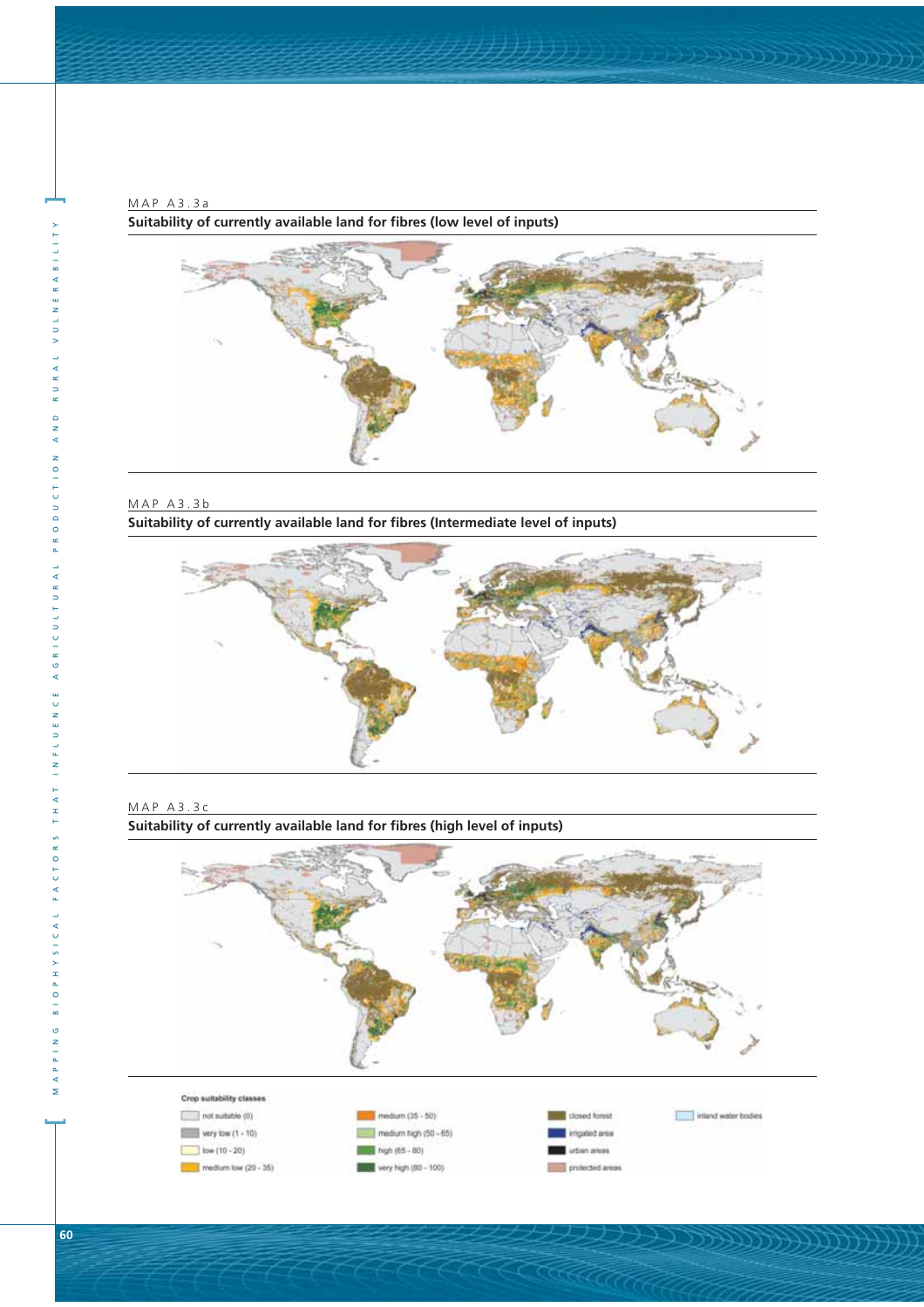MAP A3.3a

**Suitability of currently available land for fibres (low level of inputs)**

MAP A3.3b

**Suitability of currently available land for fibres (Intermediate level of inputs)**

MAP A3.3c

**Suitability of currently available land for fibres (high level of inputs)**

Crop suitability classes

- not suitable (0)
- very low (1 - 10)
- low (10 - 20)
- medium low (20 - 35)
- medium (35 - 50)
- medium high (50 - 65)
- high (65 - 80)
- very high (80 - 100)
- closed forest
- irrigated area
- urban areas
- protected areas
- inland water bodies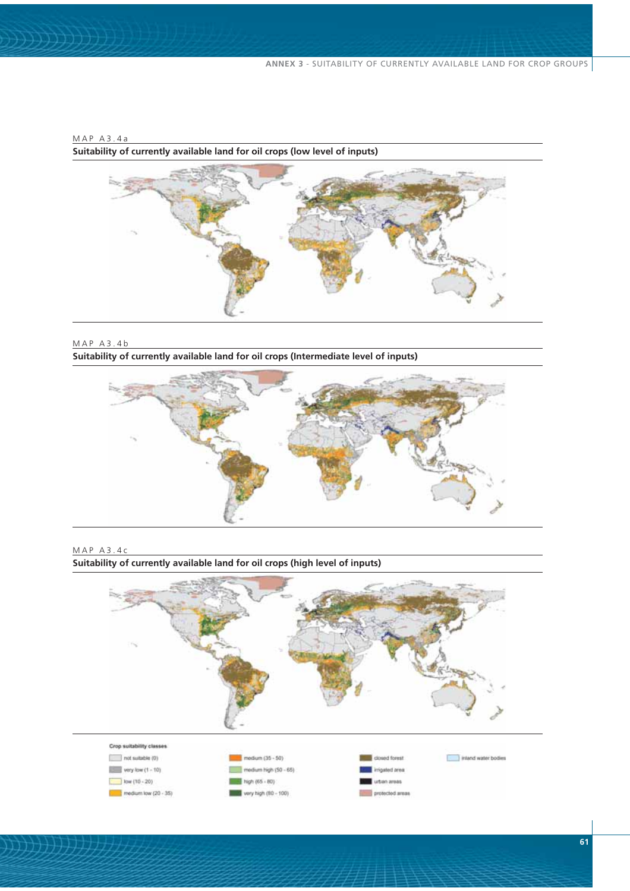MAP A3.4a

**Suitability of currently available land for oil crops (low level of inputs)**

MAP A3.4b

**Suitability of currently available land for oil crops (Intermediate level of inputs)**

MAP A3.4c

**Suitability of currently available land for oil crops (high level of inputs)**

**Crop suitability classes**

- not suitable (0)
- very low (1 - 10)
- low (10 - 20)
- medium low (20 - 35)
- medium (35 - 50)
- medium high (50 - 65)
- high (65 - 80)
- very high (80 - 100)
- closed forest
- irrigated area
- urban areas
- protected areas
- inland water bodies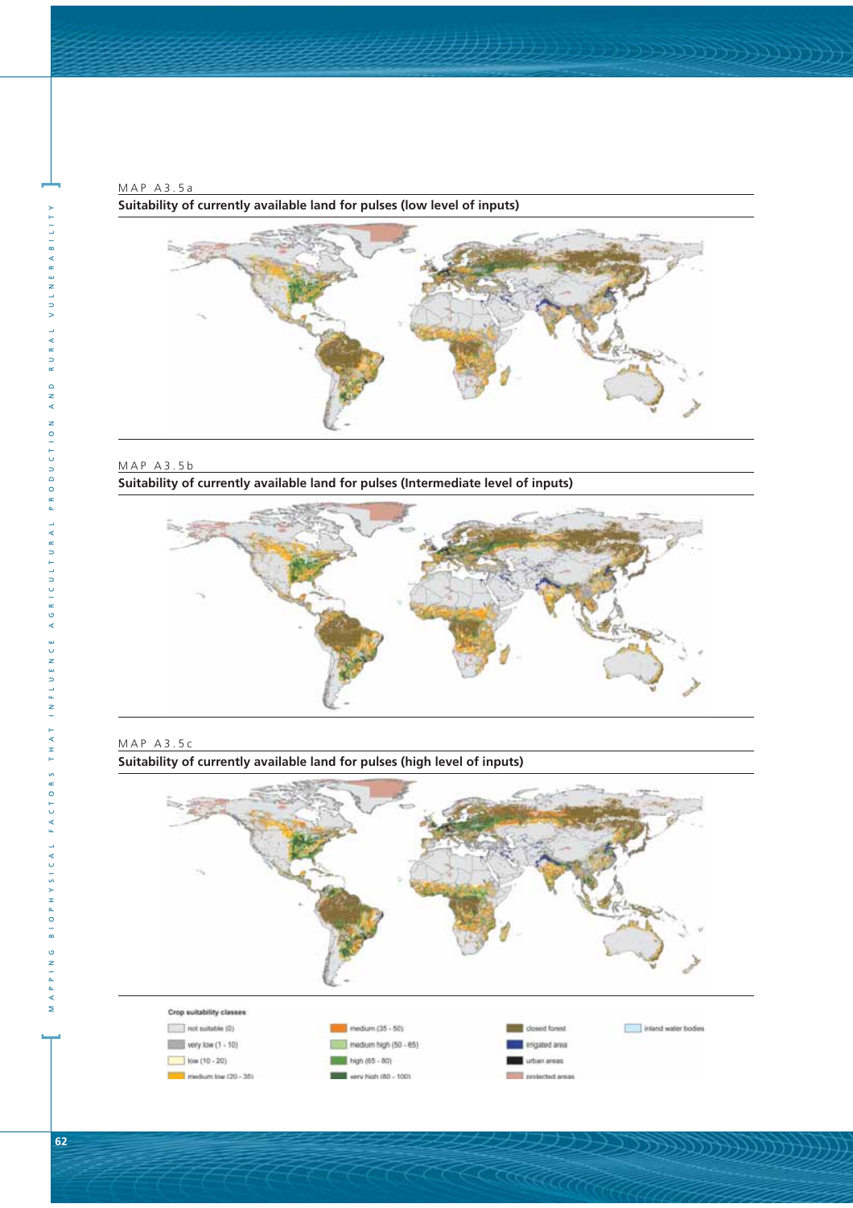MAP A3.5a

**Suitability of currently available land for pulses (low level of inputs)**

MAP A3.5b

**Suitability of currently available land for pulses (Intermediate level of inputs)**

MAP A3.5c

**Suitability of currently available land for pulses (high level of inputs)**

**Crop suitability classes**

- not suitable (0)
- very low (1 - 10)
- low (10 - 20)
- medium low (20 - 35)
- medium (35 - 50)
- medium high (50 - 65)
- high (65 - 80)
- very high (80 - 100)
- closed forest
- irrigated area
- urban areas
- protected areas
- inland water bodies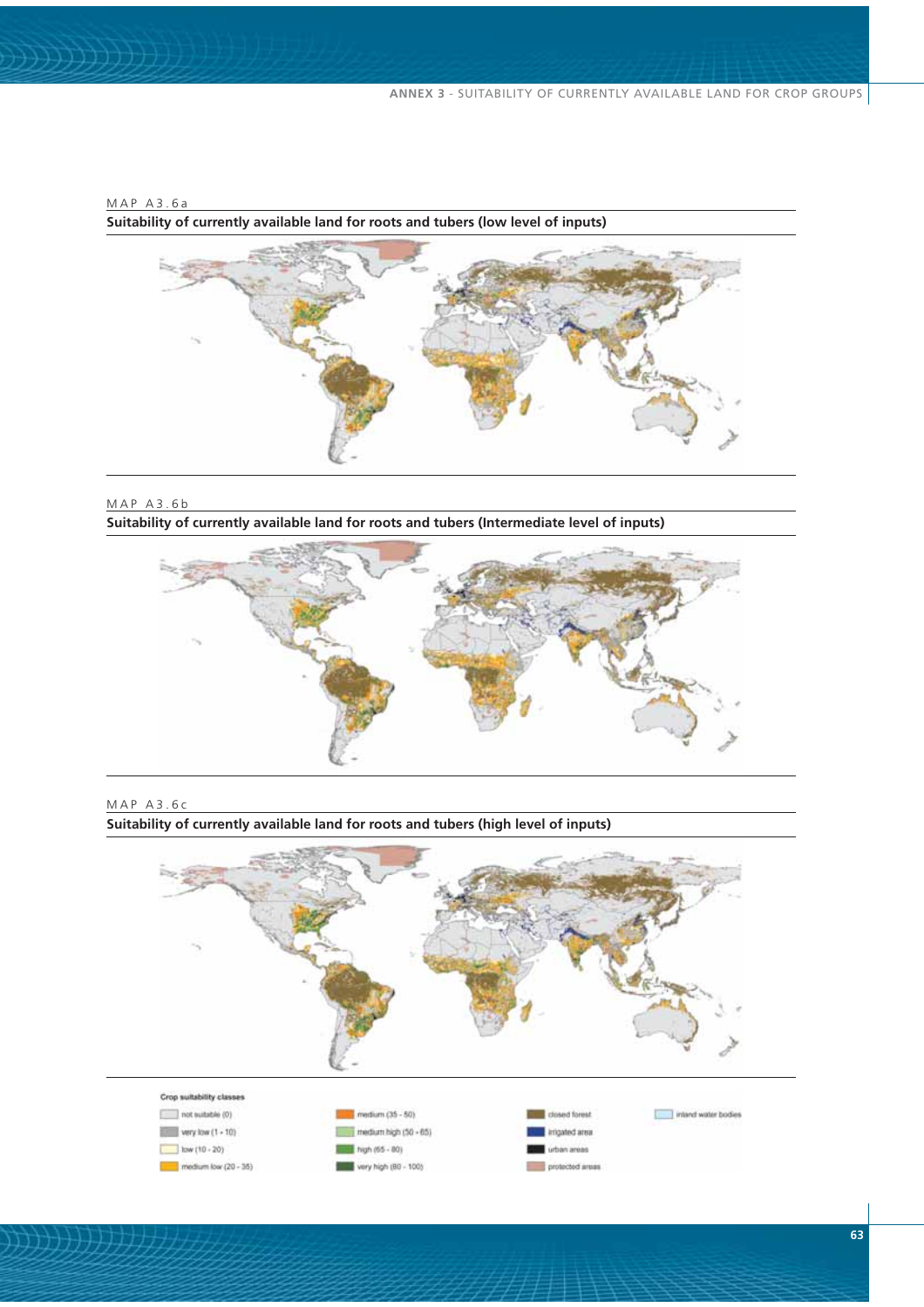MAP A3.6a

**Suitability of currently available land for roots and tubers (low level of inputs)**

MAP A3.6b

**Suitability of currently available land for roots and tubers (Intermediate level of inputs)**

MAP A3.6c

**Suitability of currently available land for roots and tubers (high level of inputs)**

Crop suitability classes

- not suitable (0)
- very low (1 - 10)
- low (10 - 20)
- medium low (20 - 35)
- medium (35 - 50)
- medium high (50 - 65)
- high (65 - 80)
- very high (80 - 100)
- closed forest
- irrigated area
- urban areas
- protected areas
- inland water bodies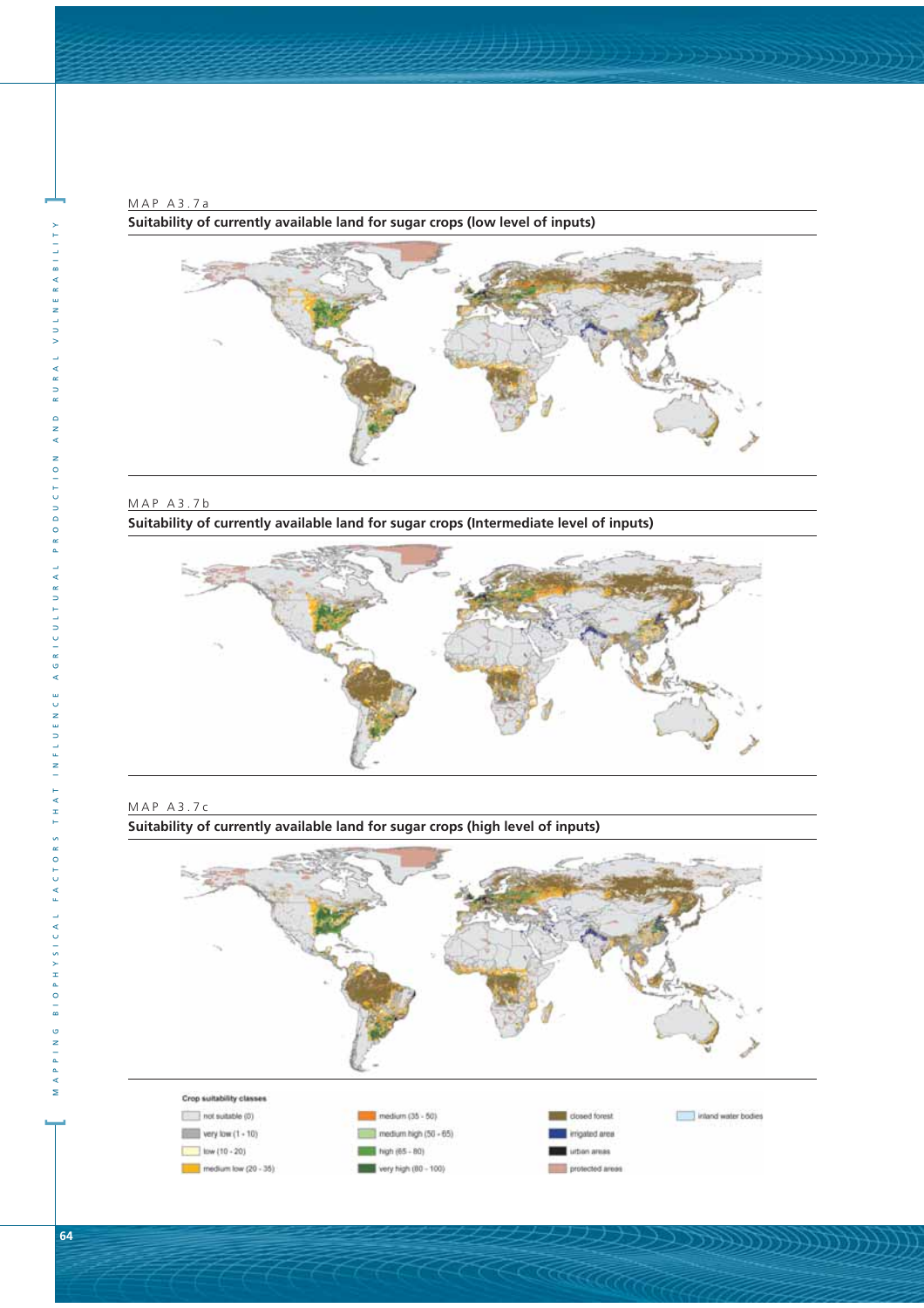MAP A3.7a

**Suitability of currently available land for sugar crops (low level of inputs)**

MAP A3.7b

**Suitability of currently available land for sugar crops (Intermediate level of inputs)**

MAP A3.7c

**Suitability of currently available land for sugar crops (high level of inputs)**

Crop suitability classes

- not suitable (0)
- very low (1 - 10)
- low (10 - 20)
- medium low (20 - 35)
- medium (35 - 50)
- medium high (50 - 65)
- high (65 - 80)
- very high (80 - 100)
- closed forest
- irrigated area
- urban areas
- protected areas
- inland water bodies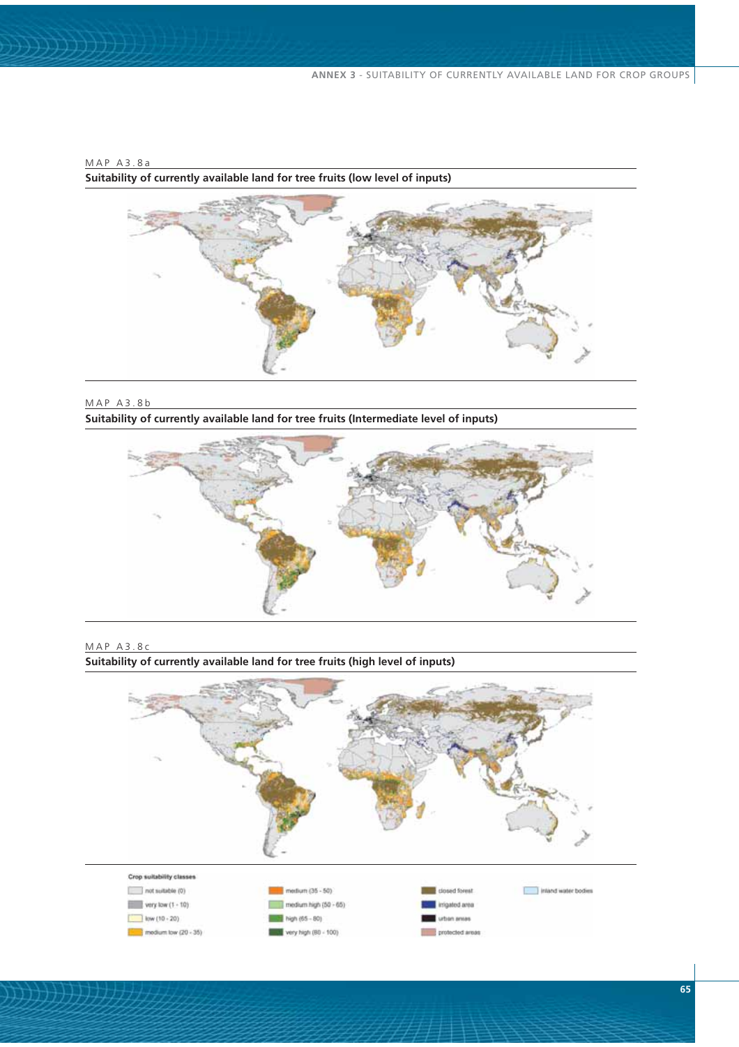MAP A3.8a

**Suitability of currently available land for tree fruits (low level of inputs)**

MAP A3.8b

**Suitability of currently available land for tree fruits (Intermediate level of inputs)**

MAP A3.8c

**Suitability of currently available land for tree fruits (high level of inputs)**

Crop suitability classes

- not suitable (0)
- very low (1 - 10)
- low (10 - 20)
- medium low (20 - 35)
- medium (35 - 50)
- medium high (50 - 65)
- high (65 - 80)
- very high (80 - 100)
- closed forest
- irrigated area
- urban areas
- protected areas
- inland water bodies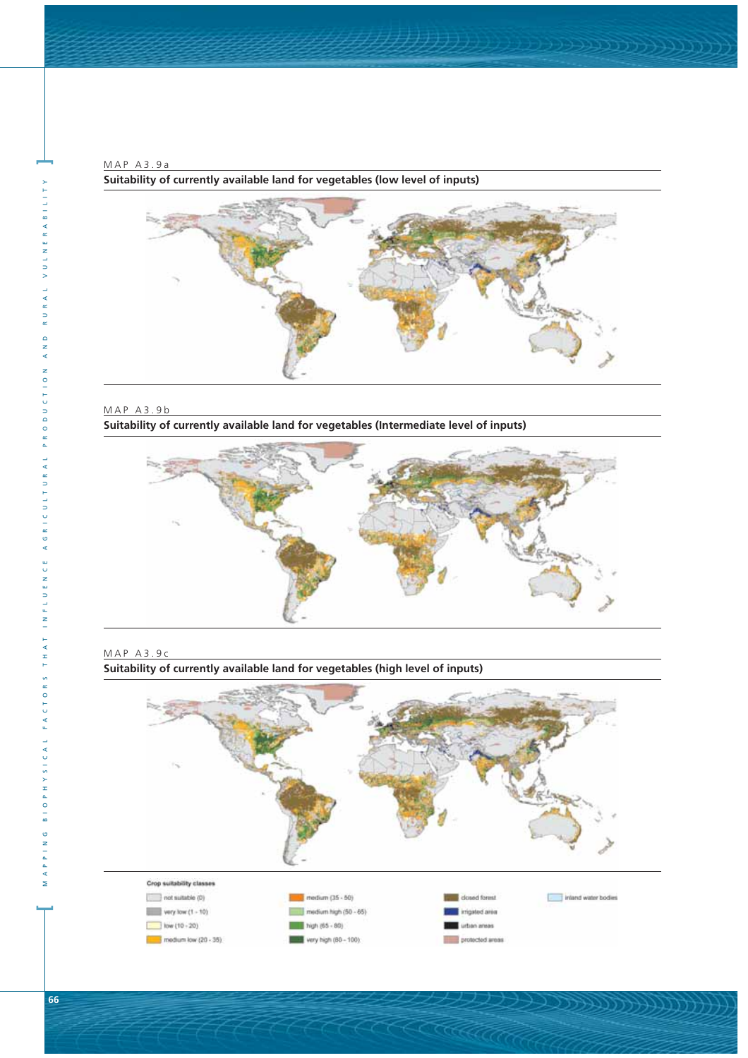MAP A3.9a

**Suitability of currently available land for vegetables (low level of inputs)**

MAP A3.9b

**Suitability of currently available land for vegetables (Intermediate level of inputs)**

MAP A3.9c

**Suitability of currently available land for vegetables (high level of inputs)**

Crop suitability classes

not suitable (0)
very low (1 - 10)
low (10 - 20)
medium low (20 - 35)
medium (35 - 50)
medium high (50 - 65)
high (65 - 80)
very high (80 - 100)
closed forest
irrigated area
urban areas
protected areas
inland water bodies